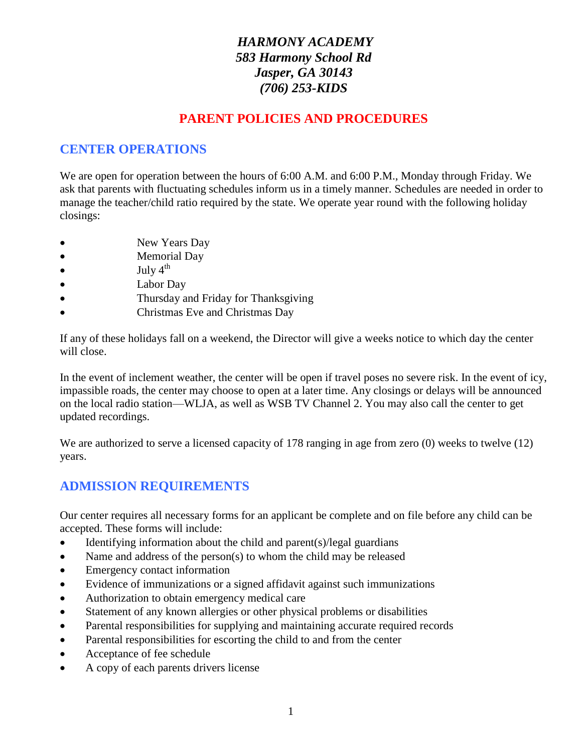*HARMONY ACADEMY*
*583 Harmony School Rd*
*Jasper, GA 30143*
*(706) 253-KIDS*

# PARENT POLICIES AND PROCEDURES

## CENTER OPERATIONS

We are open for operation between the hours of 6:00 A.M. and 6:00 P.M., Monday through Friday. We ask that parents with fluctuating schedules inform us in a timely manner. Schedules are needed in order to manage the teacher/child ratio required by the state. We operate year round with the following holiday closings:

- New Years Day
- Memorial Day
- July 4th
- Labor Day
- Thursday and Friday for Thanksgiving
- Christmas Eve and Christmas Day

If any of these holidays fall on a weekend, the Director will give a weeks notice to which day the center will close.

In the event of inclement weather, the center will be open if travel poses no severe risk. In the event of icy, impassible roads, the center may choose to open at a later time. Any closings or delays will be announced on the local radio station—WLJA, as well as WSB TV Channel 2. You may also call the center to get updated recordings.

We are authorized to serve a licensed capacity of 178 ranging in age from zero (0) weeks to twelve (12) years.

## ADMISSION REQUIREMENTS

Our center requires all necessary forms for an applicant be complete and on file before any child can be accepted. These forms will include:

- Identifying information about the child and parent(s)/legal guardians
- Name and address of the person(s) to whom the child may be released
- Emergency contact information
- Evidence of immunizations or a signed affidavit against such immunizations
- Authorization to obtain emergency medical care
- Statement of any known allergies or other physical problems or disabilities
- Parental responsibilities for supplying and maintaining accurate required records
- Parental responsibilities for escorting the child to and from the center
- Acceptance of fee schedule
- A copy of each parents drivers license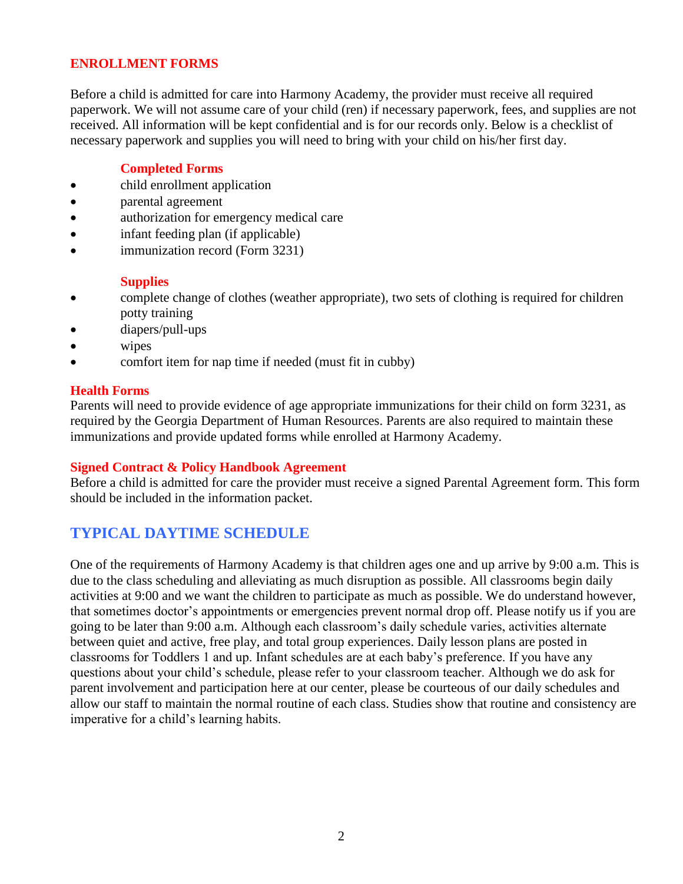## ENROLLMENT FORMS

Before a child is admitted for care into Harmony Academy, the provider must receive all required paperwork. We will not assume care of your child (ren) if necessary paperwork, fees, and supplies are not received. All information will be kept confidential and is for our records only. Below is a checklist of necessary paperwork and supplies you will need to bring with your child on his/her first day.

### Completed Forms

- child enrollment application
- parental agreement
- authorization for emergency medical care
- infant feeding plan (if applicable)
- immunization record (Form 3231)

### Supplies

- complete change of clothes (weather appropriate), two sets of clothing is required for children potty training
- diapers/pull-ups
- wipes
- comfort item for nap time if needed (must fit in cubby)

### Health Forms

Parents will need to provide evidence of age appropriate immunizations for their child on form 3231, as required by the Georgia Department of Human Resources. Parents are also required to maintain these immunizations and provide updated forms while enrolled at Harmony Academy.

### Signed Contract & Policy Handbook Agreement

Before a child is admitted for care the provider must receive a signed Parental Agreement form. This form should be included in the information packet.

## TYPICAL DAYTIME SCHEDULE

One of the requirements of Harmony Academy is that children ages one and up arrive by 9:00 a.m. This is due to the class scheduling and alleviating as much disruption as possible. All classrooms begin daily activities at 9:00 and we want the children to participate as much as possible. We do understand however, that sometimes doctor's appointments or emergencies prevent normal drop off. Please notify us if you are going to be later than 9:00 a.m. Although each classroom's daily schedule varies, activities alternate between quiet and active, free play, and total group experiences. Daily lesson plans are posted in classrooms for Toddlers 1 and up. Infant schedules are at each baby's preference. If you have any questions about your child's schedule, please refer to your classroom teacher. Although we do ask for parent involvement and participation here at our center, please be courteous of our daily schedules and allow our staff to maintain the normal routine of each class. Studies show that routine and consistency are imperative for a child's learning habits.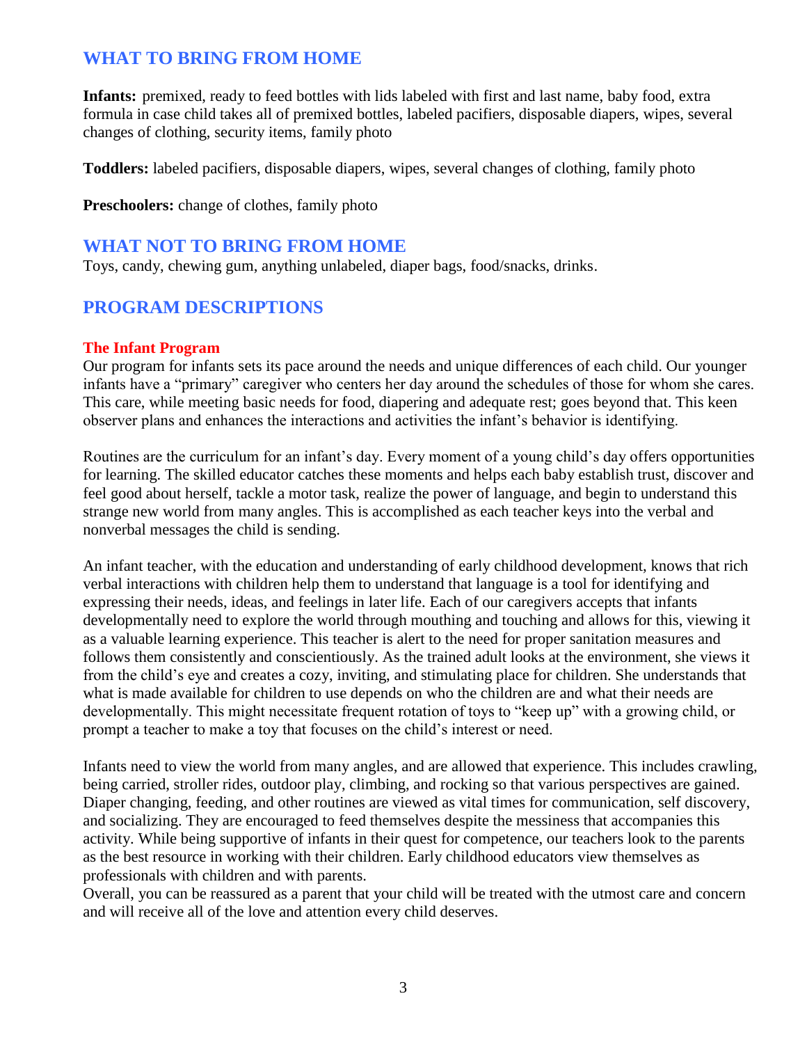## WHAT TO BRING FROM HOME

**Infants:** premixed, ready to feed bottles with lids labeled with first and last name, baby food, extra formula in case child takes all of premixed bottles, labeled pacifiers, disposable diapers, wipes, several changes of clothing, security items, family photo

**Toddlers:** labeled pacifiers, disposable diapers, wipes, several changes of clothing, family photo

**Preschoolers:** change of clothes, family photo

## WHAT NOT TO BRING FROM HOME

Toys, candy, chewing gum, anything unlabeled, diaper bags, food/snacks, drinks.

## PROGRAM DESCRIPTIONS

### The Infant Program

Our program for infants sets its pace around the needs and unique differences of each child. Our younger infants have a "primary" caregiver who centers her day around the schedules of those for whom she cares. This care, while meeting basic needs for food, diapering and adequate rest; goes beyond that. This keen observer plans and enhances the interactions and activities the infant's behavior is identifying.

Routines are the curriculum for an infant's day. Every moment of a young child's day offers opportunities for learning. The skilled educator catches these moments and helps each baby establish trust, discover and feel good about herself, tackle a motor task, realize the power of language, and begin to understand this strange new world from many angles. This is accomplished as each teacher keys into the verbal and nonverbal messages the child is sending.

An infant teacher, with the education and understanding of early childhood development, knows that rich verbal interactions with children help them to understand that language is a tool for identifying and expressing their needs, ideas, and feelings in later life. Each of our caregivers accepts that infants developmentally need to explore the world through mouthing and touching and allows for this, viewing it as a valuable learning experience. This teacher is alert to the need for proper sanitation measures and follows them consistently and conscientiously. As the trained adult looks at the environment, she views it from the child's eye and creates a cozy, inviting, and stimulating place for children. She understands that what is made available for children to use depends on who the children are and what their needs are developmentally. This might necessitate frequent rotation of toys to "keep up" with a growing child, or prompt a teacher to make a toy that focuses on the child's interest or need.

Infants need to view the world from many angles, and are allowed that experience. This includes crawling, being carried, stroller rides, outdoor play, climbing, and rocking so that various perspectives are gained. Diaper changing, feeding, and other routines are viewed as vital times for communication, self discovery, and socializing. They are encouraged to feed themselves despite the messiness that accompanies this activity. While being supportive of infants in their quest for competence, our teachers look to the parents as the best resource in working with their children. Early childhood educators view themselves as professionals with children and with parents.

Overall, you can be reassured as a parent that your child will be treated with the utmost care and concern and will receive all of the love and attention every child deserves.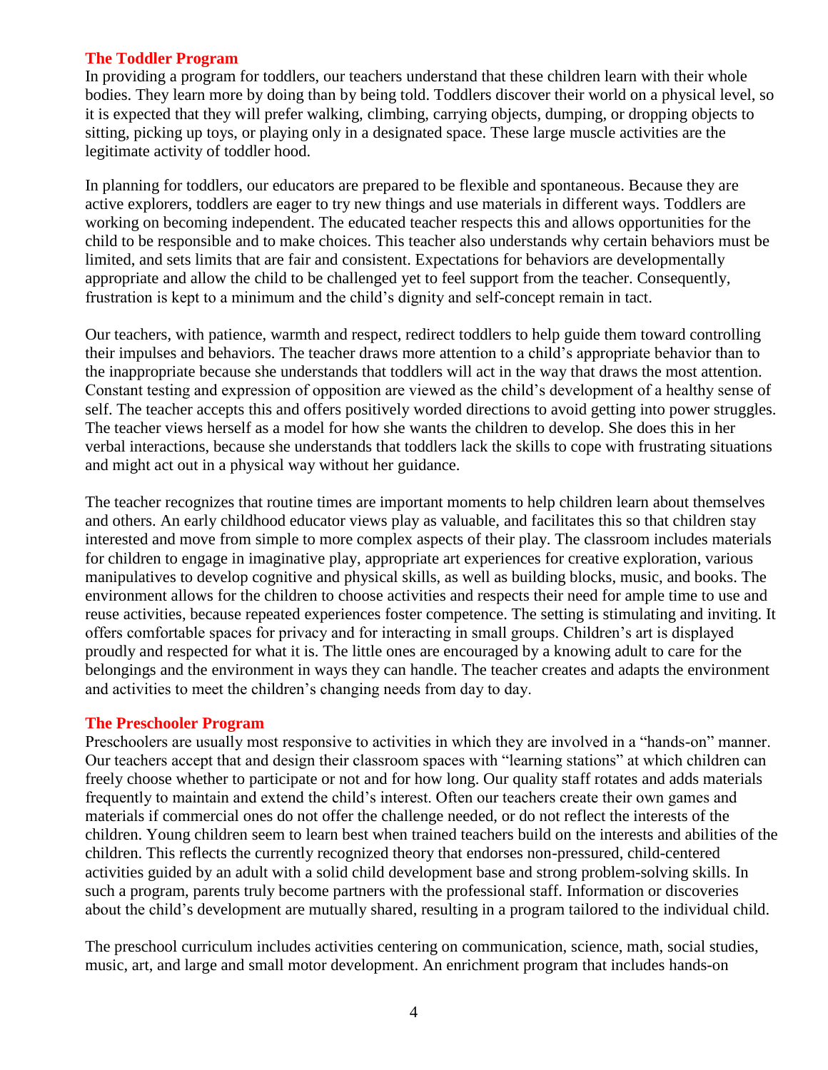## The Toddler Program

In providing a program for toddlers, our teachers understand that these children learn with their whole bodies. They learn more by doing than by being told. Toddlers discover their world on a physical level, so it is expected that they will prefer walking, climbing, carrying objects, dumping, or dropping objects to sitting, picking up toys, or playing only in a designated space. These large muscle activities are the legitimate activity of toddler hood.

In planning for toddlers, our educators are prepared to be flexible and spontaneous. Because they are active explorers, toddlers are eager to try new things and use materials in different ways. Toddlers are working on becoming independent. The educated teacher respects this and allows opportunities for the child to be responsible and to make choices. This teacher also understands why certain behaviors must be limited, and sets limits that are fair and consistent. Expectations for behaviors are developmentally appropriate and allow the child to be challenged yet to feel support from the teacher. Consequently, frustration is kept to a minimum and the child's dignity and self-concept remain in tact.

Our teachers, with patience, warmth and respect, redirect toddlers to help guide them toward controlling their impulses and behaviors. The teacher draws more attention to a child's appropriate behavior than to the inappropriate because she understands that toddlers will act in the way that draws the most attention. Constant testing and expression of opposition are viewed as the child's development of a healthy sense of self. The teacher accepts this and offers positively worded directions to avoid getting into power struggles. The teacher views herself as a model for how she wants the children to develop. She does this in her verbal interactions, because she understands that toddlers lack the skills to cope with frustrating situations and might act out in a physical way without her guidance.

The teacher recognizes that routine times are important moments to help children learn about themselves and others. An early childhood educator views play as valuable, and facilitates this so that children stay interested and move from simple to more complex aspects of their play. The classroom includes materials for children to engage in imaginative play, appropriate art experiences for creative exploration, various manipulatives to develop cognitive and physical skills, as well as building blocks, music, and books. The environment allows for the children to choose activities and respects their need for ample time to use and reuse activities, because repeated experiences foster competence. The setting is stimulating and inviting. It offers comfortable spaces for privacy and for interacting in small groups. Children's art is displayed proudly and respected for what it is. The little ones are encouraged by a knowing adult to care for the belongings and the environment in ways they can handle. The teacher creates and adapts the environment and activities to meet the children's changing needs from day to day.

## The Preschooler Program

Preschoolers are usually most responsive to activities in which they are involved in a "hands-on" manner. Our teachers accept that and design their classroom spaces with "learning stations" at which children can freely choose whether to participate or not and for how long. Our quality staff rotates and adds materials frequently to maintain and extend the child's interest. Often our teachers create their own games and materials if commercial ones do not offer the challenge needed, or do not reflect the interests of the children. Young children seem to learn best when trained teachers build on the interests and abilities of the children. This reflects the currently recognized theory that endorses non-pressured, child-centered activities guided by an adult with a solid child development base and strong problem-solving skills. In such a program, parents truly become partners with the professional staff. Information or discoveries about the child's development are mutually shared, resulting in a program tailored to the individual child.

The preschool curriculum includes activities centering on communication, science, math, social studies, music, art, and large and small motor development. An enrichment program that includes hands-on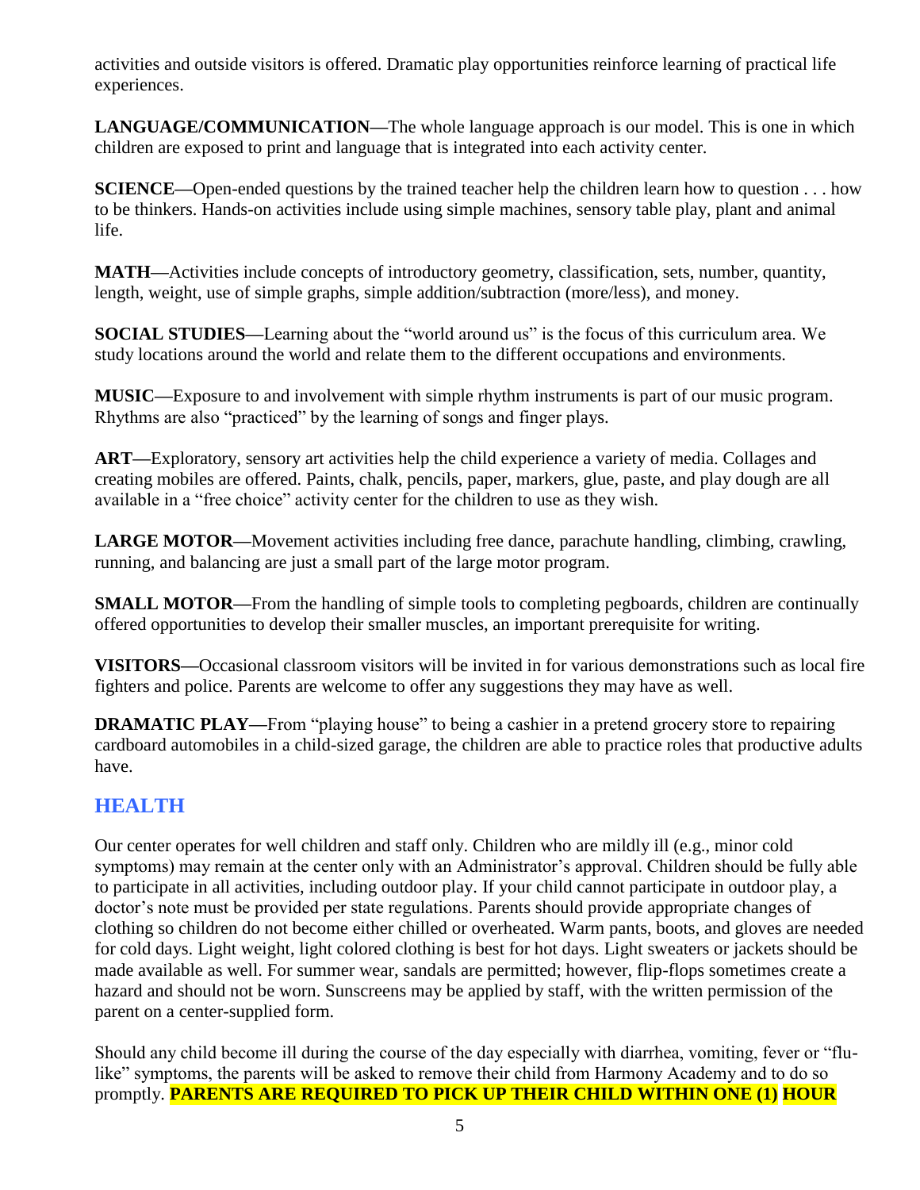activities and outside visitors is offered. Dramatic play opportunities reinforce learning of practical life experiences.

**LANGUAGE/COMMUNICATION—**The whole language approach is our model. This is one in which children are exposed to print and language that is integrated into each activity center.

**SCIENCE—**Open-ended questions by the trained teacher help the children learn how to question . . . how to be thinkers. Hands-on activities include using simple machines, sensory table play, plant and animal life.

**MATH—**Activities include concepts of introductory geometry, classification, sets, number, quantity, length, weight, use of simple graphs, simple addition/subtraction (more/less), and money.

**SOCIAL STUDIES—**Learning about the "world around us" is the focus of this curriculum area. We study locations around the world and relate them to the different occupations and environments.

**MUSIC—**Exposure to and involvement with simple rhythm instruments is part of our music program. Rhythms are also "practiced" by the learning of songs and finger plays.

**ART—**Exploratory, sensory art activities help the child experience a variety of media. Collages and creating mobiles are offered. Paints, chalk, pencils, paper, markers, glue, paste, and play dough are all available in a "free choice" activity center for the children to use as they wish.

**LARGE MOTOR—**Movement activities including free dance, parachute handling, climbing, crawling, running, and balancing are just a small part of the large motor program.

**SMALL MOTOR—**From the handling of simple tools to completing pegboards, children are continually offered opportunities to develop their smaller muscles, an important prerequisite for writing.

**VISITORS—**Occasional classroom visitors will be invited in for various demonstrations such as local fire fighters and police. Parents are welcome to offer any suggestions they may have as well.

**DRAMATIC PLAY—**From "playing house" to being a cashier in a pretend grocery store to repairing cardboard automobiles in a child-sized garage, the children are able to practice roles that productive adults have.

## HEALTH

Our center operates for well children and staff only. Children who are mildly ill (e.g., minor cold symptoms) may remain at the center only with an Administrator's approval. Children should be fully able to participate in all activities, including outdoor play. If your child cannot participate in outdoor play, a doctor's note must be provided per state regulations. Parents should provide appropriate changes of clothing so children do not become either chilled or overheated. Warm pants, boots, and gloves are needed for cold days. Light weight, light colored clothing is best for hot days. Light sweaters or jackets should be made available as well. For summer wear, sandals are permitted; however, flip-flops sometimes create a hazard and should not be worn. Sunscreens may be applied by staff, with the written permission of the parent on a center-supplied form.

Should any child become ill during the course of the day especially with diarrhea, vomiting, fever or "flu-like" symptoms, the parents will be asked to remove their child from Harmony Academy and to do so promptly. **PARENTS ARE REQUIRED TO PICK UP THEIR CHILD WITHIN ONE (1) HOUR**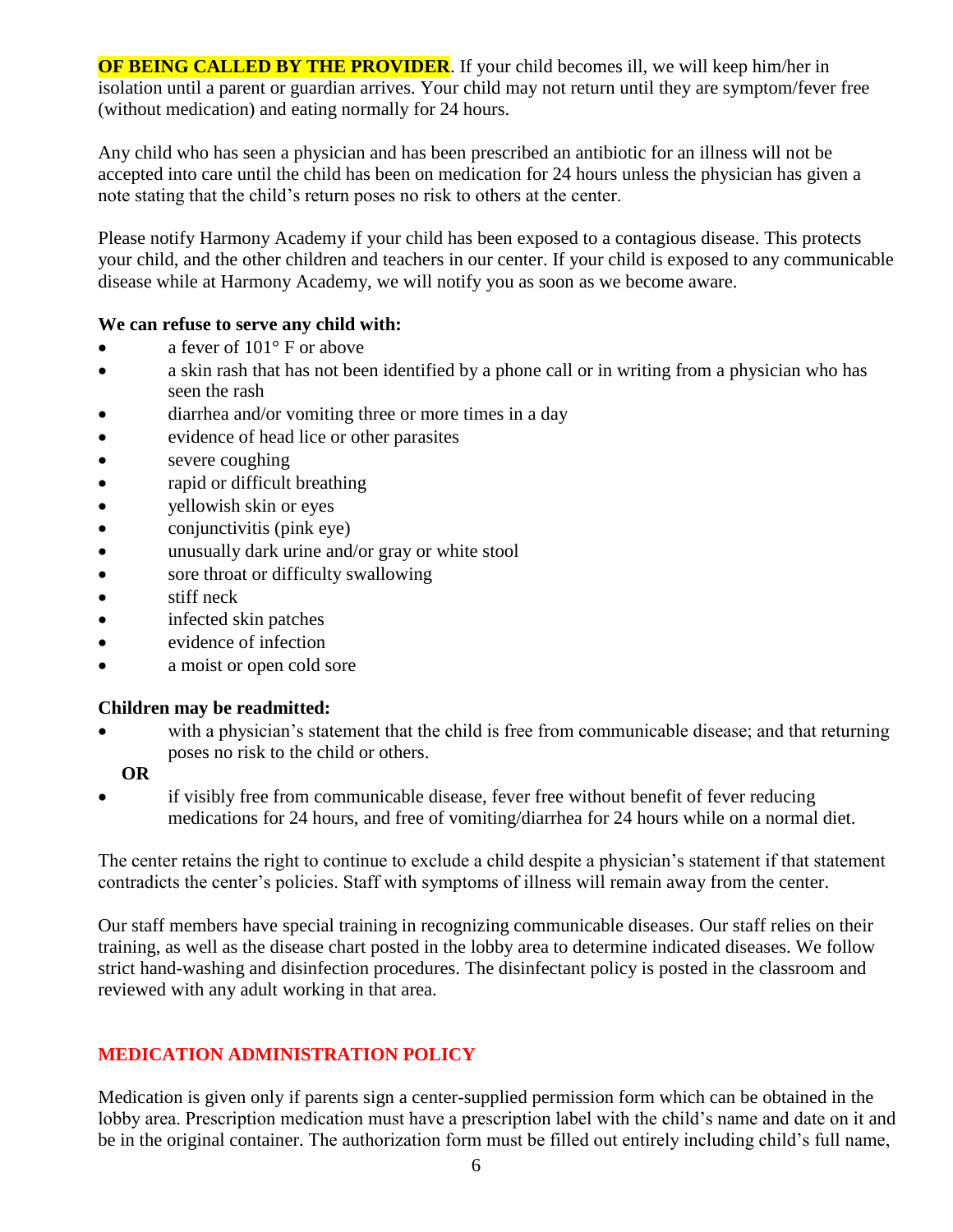**OF BEING CALLED BY THE PROVIDER**. If your child becomes ill, we will keep him/her in isolation until a parent or guardian arrives. Your child may not return until they are symptom/fever free (without medication) and eating normally for 24 hours.

Any child who has seen a physician and has been prescribed an antibiotic for an illness will not be accepted into care until the child has been on medication for 24 hours unless the physician has given a note stating that the child's return poses no risk to others at the center.

Please notify Harmony Academy if your child has been exposed to a contagious disease. This protects your child, and the other children and teachers in our center. If your child is exposed to any communicable disease while at Harmony Academy, we will notify you as soon as we become aware.

**We can refuse to serve any child with:**

- a fever of 101° F or above
- a skin rash that has not been identified by a phone call or in writing from a physician who has seen the rash
- diarrhea and/or vomiting three or more times in a day
- evidence of head lice or other parasites
- severe coughing
- rapid or difficult breathing
- yellowish skin or eyes
- conjunctivitis (pink eye)
- unusually dark urine and/or gray or white stool
- sore throat or difficulty swallowing
- stiff neck
- infected skin patches
- evidence of infection
- a moist or open cold sore

**Children may be readmitted:**

- with a physician's statement that the child is free from communicable disease; and that returning poses no risk to the child or others.

**OR**

- if visibly free from communicable disease, fever free without benefit of fever reducing medications for 24 hours, and free of vomiting/diarrhea for 24 hours while on a normal diet.

The center retains the right to continue to exclude a child despite a physician's statement if that statement contradicts the center's policies. Staff with symptoms of illness will remain away from the center.

Our staff members have special training in recognizing communicable diseases. Our staff relies on their training, as well as the disease chart posted in the lobby area to determine indicated diseases. We follow strict hand-washing and disinfection procedures. The disinfectant policy is posted in the classroom and reviewed with any adult working in that area.

## MEDICATION ADMINISTRATION POLICY

Medication is given only if parents sign a center-supplied permission form which can be obtained in the lobby area. Prescription medication must have a prescription label with the child's name and date on it and be in the original container. The authorization form must be filled out entirely including child's full name,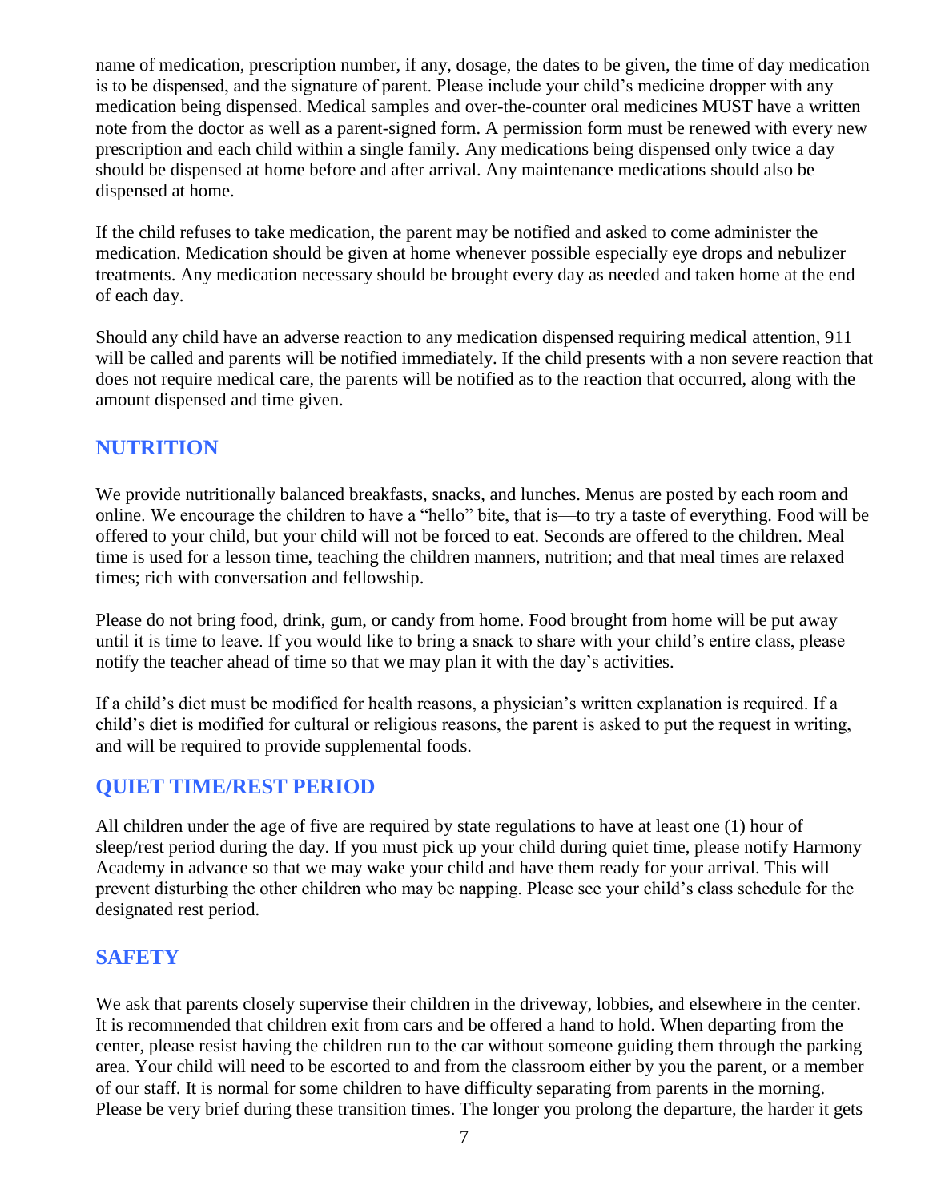name of medication, prescription number, if any, dosage, the dates to be given, the time of day medication is to be dispensed, and the signature of parent. Please include your child's medicine dropper with any medication being dispensed. Medical samples and over-the-counter oral medicines MUST have a written note from the doctor as well as a parent-signed form. A permission form must be renewed with every new prescription and each child within a single family. Any medications being dispensed only twice a day should be dispensed at home before and after arrival. Any maintenance medications should also be dispensed at home.

If the child refuses to take medication, the parent may be notified and asked to come administer the medication. Medication should be given at home whenever possible especially eye drops and nebulizer treatments. Any medication necessary should be brought every day as needed and taken home at the end of each day.

Should any child have an adverse reaction to any medication dispensed requiring medical attention, 911 will be called and parents will be notified immediately. If the child presents with a non severe reaction that does not require medical care, the parents will be notified as to the reaction that occurred, along with the amount dispensed and time given.

## NUTRITION

We provide nutritionally balanced breakfasts, snacks, and lunches. Menus are posted by each room and online. We encourage the children to have a "hello" bite, that is—to try a taste of everything. Food will be offered to your child, but your child will not be forced to eat. Seconds are offered to the children. Meal time is used for a lesson time, teaching the children manners, nutrition; and that meal times are relaxed times; rich with conversation and fellowship.

Please do not bring food, drink, gum, or candy from home. Food brought from home will be put away until it is time to leave. If you would like to bring a snack to share with your child's entire class, please notify the teacher ahead of time so that we may plan it with the day's activities.

If a child's diet must be modified for health reasons, a physician's written explanation is required. If a child's diet is modified for cultural or religious reasons, the parent is asked to put the request in writing, and will be required to provide supplemental foods.

## QUIET TIME/REST PERIOD

All children under the age of five are required by state regulations to have at least one (1) hour of sleep/rest period during the day. If you must pick up your child during quiet time, please notify Harmony Academy in advance so that we may wake your child and have them ready for your arrival. This will prevent disturbing the other children who may be napping. Please see your child's class schedule for the designated rest period.

## SAFETY

We ask that parents closely supervise their children in the driveway, lobbies, and elsewhere in the center. It is recommended that children exit from cars and be offered a hand to hold. When departing from the center, please resist having the children run to the car without someone guiding them through the parking area. Your child will need to be escorted to and from the classroom either by you the parent, or a member of our staff. It is normal for some children to have difficulty separating from parents in the morning. Please be very brief during these transition times. The longer you prolong the departure, the harder it gets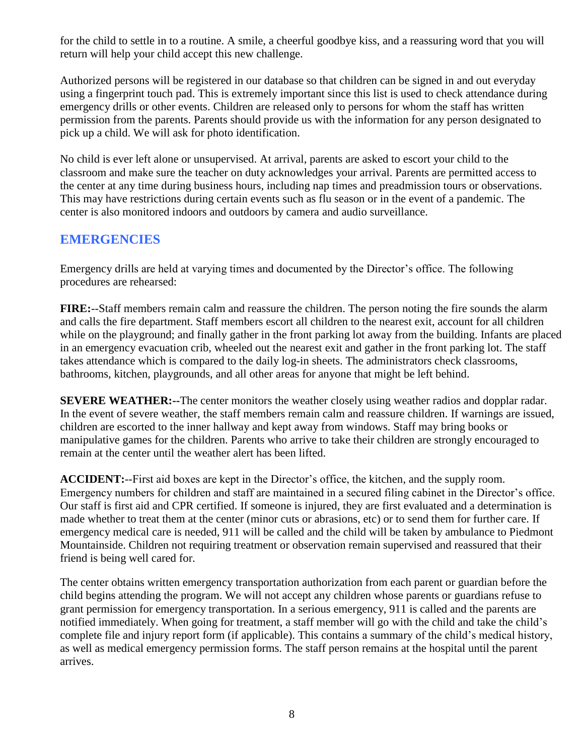for the child to settle in to a routine. A smile, a cheerful goodbye kiss, and a reassuring word that you will return will help your child accept this new challenge.

Authorized persons will be registered in our database so that children can be signed in and out everyday using a fingerprint touch pad. This is extremely important since this list is used to check attendance during emergency drills or other events. Children are released only to persons for whom the staff has written permission from the parents. Parents should provide us with the information for any person designated to pick up a child. We will ask for photo identification.

No child is ever left alone or unsupervised. At arrival, parents are asked to escort your child to the classroom and make sure the teacher on duty acknowledges your arrival. Parents are permitted access to the center at any time during business hours, including nap times and preadmission tours or observations. This may have restrictions during certain events such as flu season or in the event of a pandemic. The center is also monitored indoors and outdoors by camera and audio surveillance.

## EMERGENCIES

Emergency drills are held at varying times and documented by the Director's office. The following procedures are rehearsed:

**FIRE:**--Staff members remain calm and reassure the children. The person noting the fire sounds the alarm and calls the fire department. Staff members escort all children to the nearest exit, account for all children while on the playground; and finally gather in the front parking lot away from the building. Infants are placed in an emergency evacuation crib, wheeled out the nearest exit and gather in the front parking lot. The staff takes attendance which is compared to the daily log-in sheets. The administrators check classrooms, bathrooms, kitchen, playgrounds, and all other areas for anyone that might be left behind.

**SEVERE WEATHER:--**The center monitors the weather closely using weather radios and dopplar radar. In the event of severe weather, the staff members remain calm and reassure children. If warnings are issued, children are escorted to the inner hallway and kept away from windows. Staff may bring books or manipulative games for the children. Parents who arrive to take their children are strongly encouraged to remain at the center until the weather alert has been lifted.

**ACCIDENT:**--First aid boxes are kept in the Director's office, the kitchen, and the supply room. Emergency numbers for children and staff are maintained in a secured filing cabinet in the Director's office. Our staff is first aid and CPR certified. If someone is injured, they are first evaluated and a determination is made whether to treat them at the center (minor cuts or abrasions, etc) or to send them for further care. If emergency medical care is needed, 911 will be called and the child will be taken by ambulance to Piedmont Mountainside. Children not requiring treatment or observation remain supervised and reassured that their friend is being well cared for.

The center obtains written emergency transportation authorization from each parent or guardian before the child begins attending the program. We will not accept any children whose parents or guardians refuse to grant permission for emergency transportation. In a serious emergency, 911 is called and the parents are notified immediately. When going for treatment, a staff member will go with the child and take the child's complete file and injury report form (if applicable). This contains a summary of the child's medical history, as well as medical emergency permission forms. The staff person remains at the hospital until the parent arrives.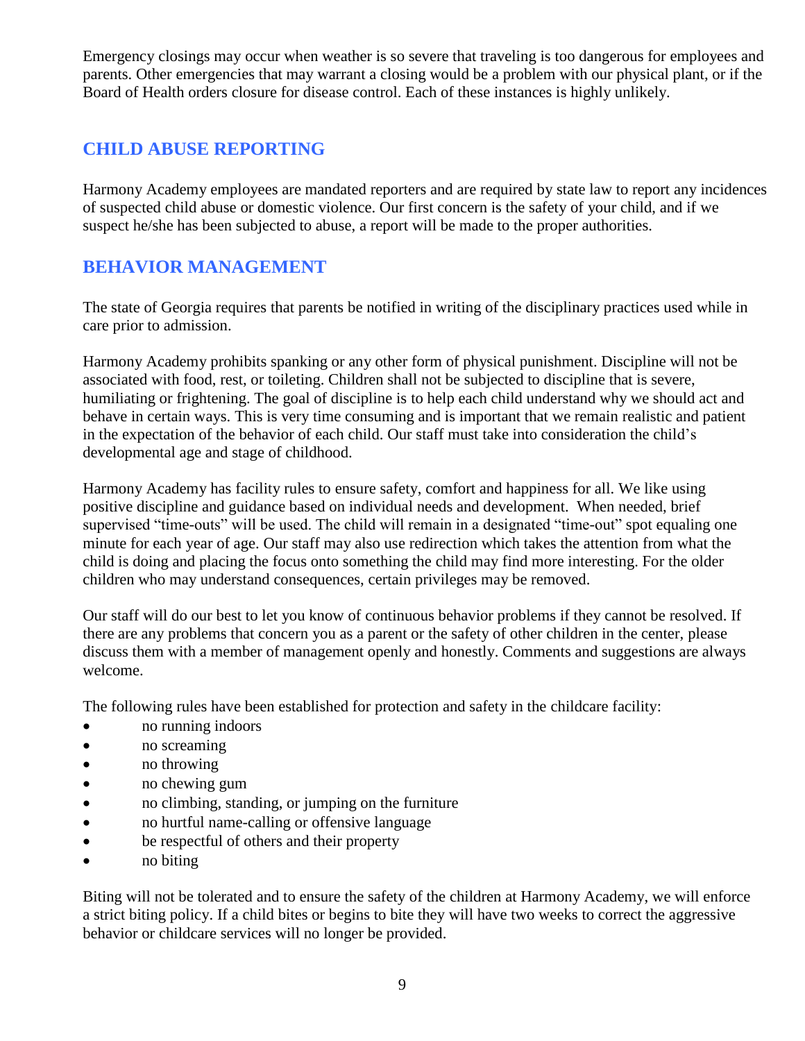Emergency closings may occur when weather is so severe that traveling is too dangerous for employees and parents. Other emergencies that may warrant a closing would be a problem with our physical plant, or if the Board of Health orders closure for disease control. Each of these instances is highly unlikely.

## CHILD ABUSE REPORTING

Harmony Academy employees are mandated reporters and are required by state law to report any incidences of suspected child abuse or domestic violence. Our first concern is the safety of your child, and if we suspect he/she has been subjected to abuse, a report will be made to the proper authorities.

## BEHAVIOR MANAGEMENT

The state of Georgia requires that parents be notified in writing of the disciplinary practices used while in care prior to admission.

Harmony Academy prohibits spanking or any other form of physical punishment. Discipline will not be associated with food, rest, or toileting. Children shall not be subjected to discipline that is severe, humiliating or frightening. The goal of discipline is to help each child understand why we should act and behave in certain ways. This is very time consuming and is important that we remain realistic and patient in the expectation of the behavior of each child. Our staff must take into consideration the child's developmental age and stage of childhood.

Harmony Academy has facility rules to ensure safety, comfort and happiness for all. We like using positive discipline and guidance based on individual needs and development. When needed, brief supervised "time-outs" will be used. The child will remain in a designated "time-out" spot equaling one minute for each year of age. Our staff may also use redirection which takes the attention from what the child is doing and placing the focus onto something the child may find more interesting. For the older children who may understand consequences, certain privileges may be removed.

Our staff will do our best to let you know of continuous behavior problems if they cannot be resolved. If there are any problems that concern you as a parent or the safety of other children in the center, please discuss them with a member of management openly and honestly. Comments and suggestions are always welcome.

The following rules have been established for protection and safety in the childcare facility:

- no running indoors
- no screaming
- no throwing
- no chewing gum
- no climbing, standing, or jumping on the furniture
- no hurtful name-calling or offensive language
- be respectful of others and their property
- no biting

Biting will not be tolerated and to ensure the safety of the children at Harmony Academy, we will enforce a strict biting policy. If a child bites or begins to bite they will have two weeks to correct the aggressive behavior or childcare services will no longer be provided.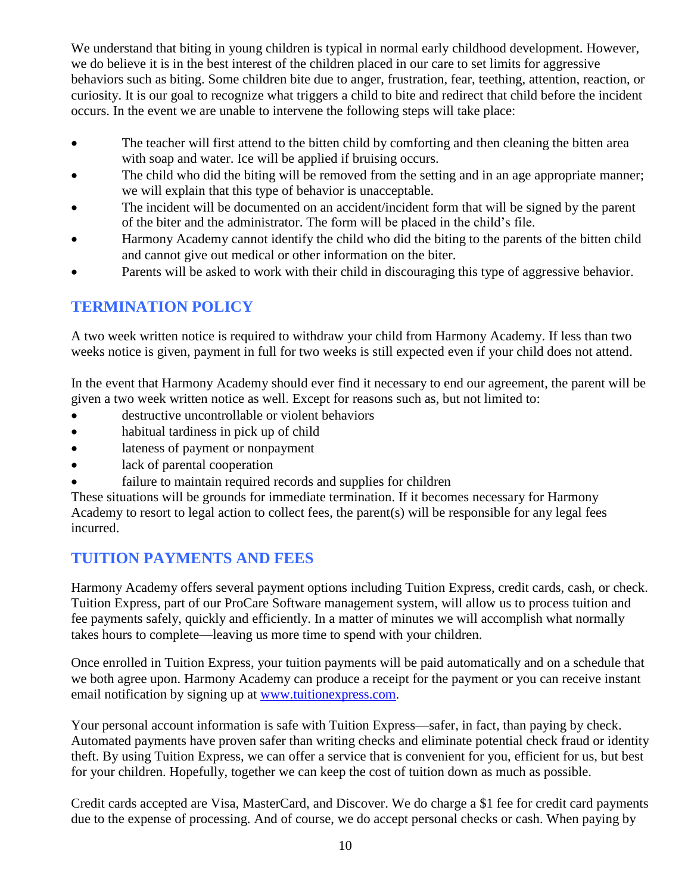We understand that biting in young children is typical in normal early childhood development. However, we do believe it is in the best interest of the children placed in our care to set limits for aggressive behaviors such as biting. Some children bite due to anger, frustration, fear, teething, attention, reaction, or curiosity. It is our goal to recognize what triggers a child to bite and redirect that child before the incident occurs. In the event we are unable to intervene the following steps will take place:

- The teacher will first attend to the bitten child by comforting and then cleaning the bitten area with soap and water. Ice will be applied if bruising occurs.
- The child who did the biting will be removed from the setting and in an age appropriate manner; we will explain that this type of behavior is unacceptable.
- The incident will be documented on an accident/incident form that will be signed by the parent of the biter and the administrator. The form will be placed in the child's file.
- Harmony Academy cannot identify the child who did the biting to the parents of the bitten child and cannot give out medical or other information on the biter.
- Parents will be asked to work with their child in discouraging this type of aggressive behavior.

## TERMINATION POLICY

A two week written notice is required to withdraw your child from Harmony Academy. If less than two weeks notice is given, payment in full for two weeks is still expected even if your child does not attend.

In the event that Harmony Academy should ever find it necessary to end our agreement, the parent will be given a two week written notice as well. Except for reasons such as, but not limited to:

- destructive uncontrollable or violent behaviors
- habitual tardiness in pick up of child
- lateness of payment or nonpayment
- lack of parental cooperation
- failure to maintain required records and supplies for children

These situations will be grounds for immediate termination. If it becomes necessary for Harmony Academy to resort to legal action to collect fees, the parent(s) will be responsible for any legal fees incurred.

## TUITION PAYMENTS AND FEES

Harmony Academy offers several payment options including Tuition Express, credit cards, cash, or check. Tuition Express, part of our ProCare Software management system, will allow us to process tuition and fee payments safely, quickly and efficiently. In a matter of minutes we will accomplish what normally takes hours to complete—leaving us more time to spend with your children.

Once enrolled in Tuition Express, your tuition payments will be paid automatically and on a schedule that we both agree upon. Harmony Academy can produce a receipt for the payment or you can receive instant email notification by signing up at [www.tuitionexpress.com](http://www.tuitionexpress.com).

Your personal account information is safe with Tuition Express—safer, in fact, than paying by check. Automated payments have proven safer than writing checks and eliminate potential check fraud or identity theft. By using Tuition Express, we can offer a service that is convenient for you, efficient for us, but best for your children. Hopefully, together we can keep the cost of tuition down as much as possible.

Credit cards accepted are Visa, MasterCard, and Discover. We do charge a $1 fee for credit card payments due to the expense of processing. And of course, we do accept personal checks or cash. When paying by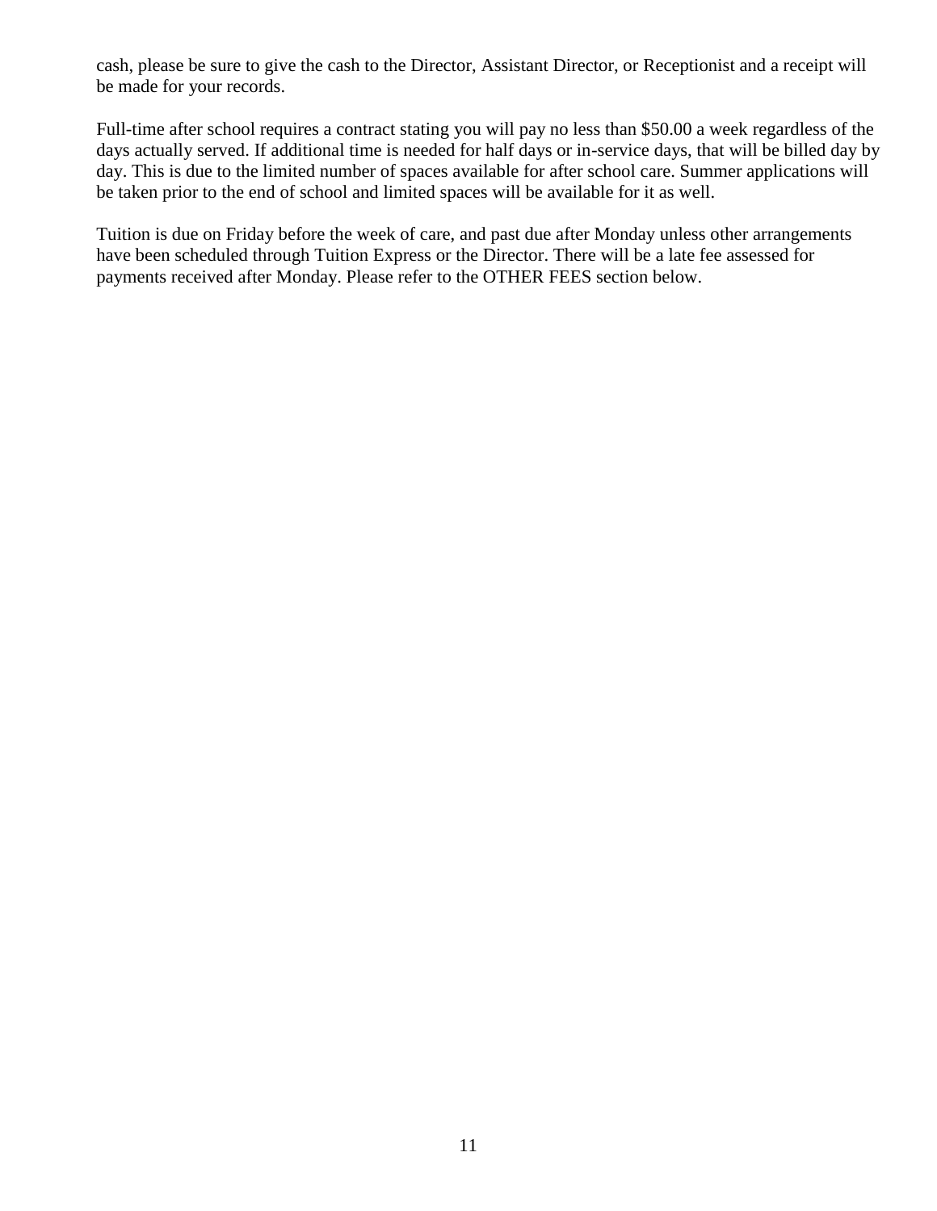cash, please be sure to give the cash to the Director, Assistant Director, or Receptionist and a receipt will be made for your records.

Full-time after school requires a contract stating you will pay no less than $50.00 a week regardless of the days actually served. If additional time is needed for half days or in-service days, that will be billed day by day. This is due to the limited number of spaces available for after school care. Summer applications will be taken prior to the end of school and limited spaces will be available for it as well.

Tuition is due on Friday before the week of care, and past due after Monday unless other arrangements have been scheduled through Tuition Express or the Director. There will be a late fee assessed for payments received after Monday. Please refer to the OTHER FEES section below.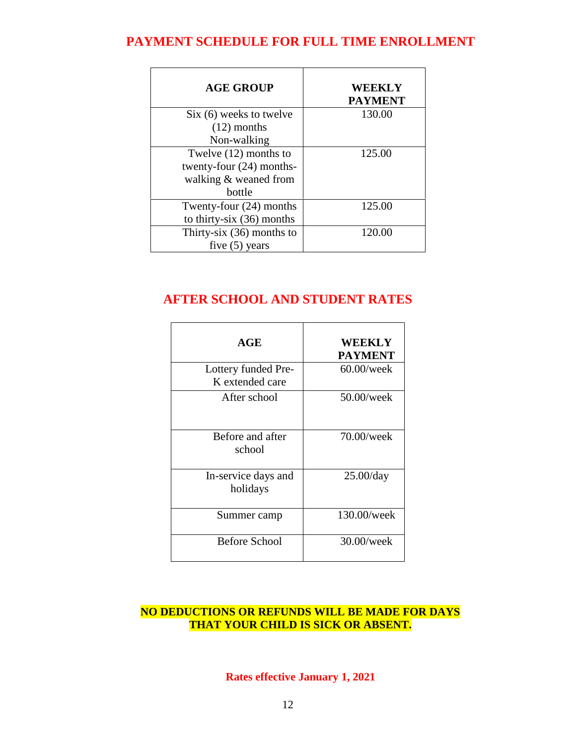## PAYMENT SCHEDULE FOR FULL TIME ENROLLMENT

| AGE GROUP | WEEKLY PAYMENT |
|---|---|
| Six (6) weeks to twelve (12) months Non-walking | 130.00 |
| Twelve (12) months to twenty-four (24) months-walking & weaned from bottle | 125.00 |
| Twenty-four (24) months to thirty-six (36) months | 125.00 |
| Thirty-six (36) months to five (5) years | 120.00 |

## AFTER SCHOOL AND STUDENT RATES

| AGE | WEEKLY PAYMENT |
|---|---|
| Lottery funded Pre-K extended care | 60.00/week |
| After school | 50.00/week |
| Before and after school | 70.00/week |
| In-service days and holidays | 25.00/day |
| Summer camp | 130.00/week |
| Before School | 30.00/week |

**NO DEDUCTIONS OR REFUNDS WILL BE MADE FOR DAYS THAT YOUR CHILD IS SICK OR ABSENT.**

**Rates effective January 1, 2021**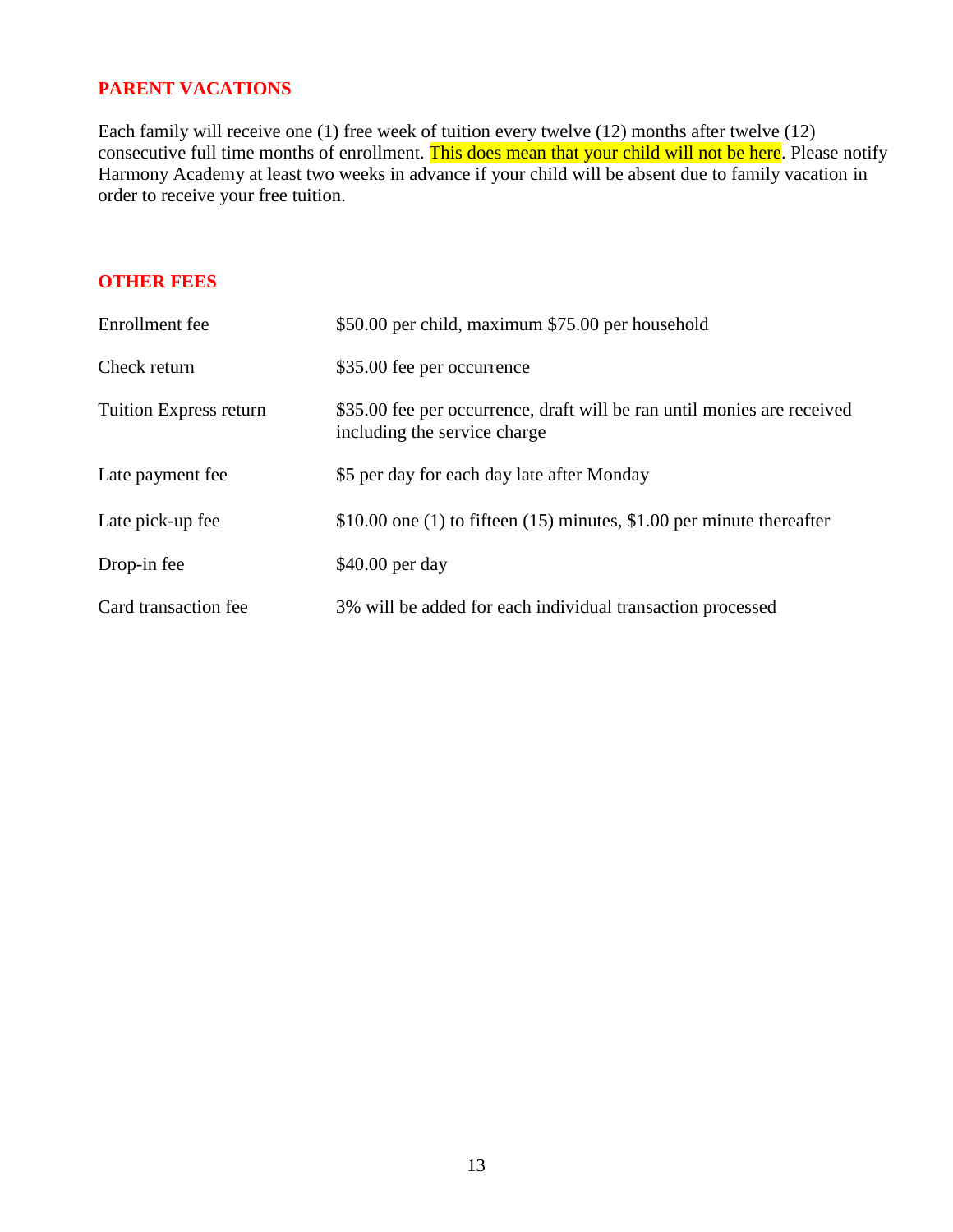## PARENT VACATIONS

Each family will receive one (1) free week of tuition every twelve (12) months after twelve (12) consecutive full time months of enrollment. This does mean that your child will not be here. Please notify Harmony Academy at least two weeks in advance if your child will be absent due to family vacation in order to receive your free tuition.

## OTHER FEES

| | |
|---|---|
| Enrollment fee | $50.00 per child, maximum $75.00 per household |
| Check return | $35.00 fee per occurrence |
| Tuition Express return | $35.00 fee per occurrence, draft will be ran until monies are received including the service charge |
| Late payment fee | $5 per day for each day late after Monday |
| Late pick-up fee | $10.00 one (1) to fifteen (15) minutes, $1.00 per minute thereafter |
| Drop-in fee | $40.00 per day |
| Card transaction fee | 3% will be added for each individual transaction processed |